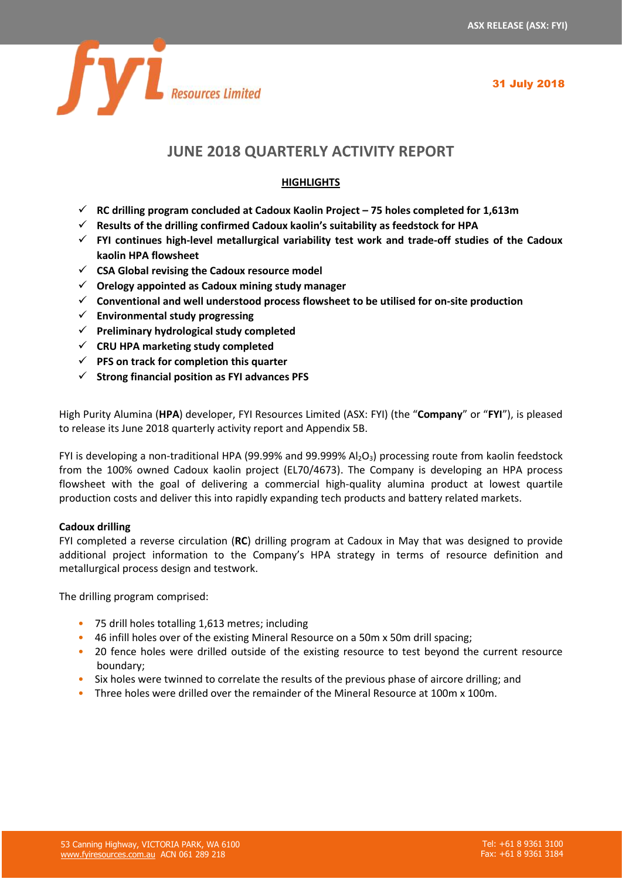ASX RELEASE (ASX: FYI)

31 July 2018

# JUNE 2018 QUARTERLY ACTIVITY REPORT

## HIGHLIGHTS

- ✓ **RC drilling program concluded at Cadoux Kaolin Project – 75 holes completed for 1,613m**
- ✓ **Results of the drilling confirmed Cadoux kaolin's suitability as feedstock for HPA**
- ✓ **FYI continues high-level metallurgical variability test work and trade-off studies of the Cadoux kaolin HPA flowsheet**
- ✓ **CSA Global revising the Cadoux resource model**
- ✓ **Orelogy appointed as Cadoux mining study manager**
- ✓ **Conventional and well understood process flowsheet to be utilised for on-site production**
- ✓ **Environmental study progressing**
- ✓ **Preliminary hydrological study completed**
- ✓ **CRU HPA marketing study completed**
- ✓ **PFS on track for completion this quarter**
- ✓ **Strong financial position as FYI advances PFS**

High Purity Alumina (**HPA**) developer, FYI Resources Limited (ASX: FYI) (the "**Company**" or "**FYI**"), is pleased to release its June 2018 quarterly activity report and Appendix 5B.

FYI is developing a non-traditional HPA (99.99% and 99.999% $Al_2O_3$) processing route from kaolin feedstock from the 100% owned Cadoux kaolin project (EL70/4673). The Company is developing an HPA process flowsheet with the goal of delivering a commercial high-quality alumina product at lowest quartile production costs and deliver this into rapidly expanding tech products and battery related markets.

**Cadoux drilling**

FYI completed a reverse circulation (**RC**) drilling program at Cadoux in May that was designed to provide additional project information to the Company's HPA strategy in terms of resource definition and metallurgical process design and testwork.

The drilling program comprised:

- 75 drill holes totalling 1,613 metres; including
- 46 infill holes over of the existing Mineral Resource on a 50m x 50m drill spacing;
- 20 fence holes were drilled outside of the existing resource to test beyond the current resource boundary;
- Six holes were twinned to correlate the results of the previous phase of aircore drilling; and
- Three holes were drilled over the remainder of the Mineral Resource at 100m x 100m.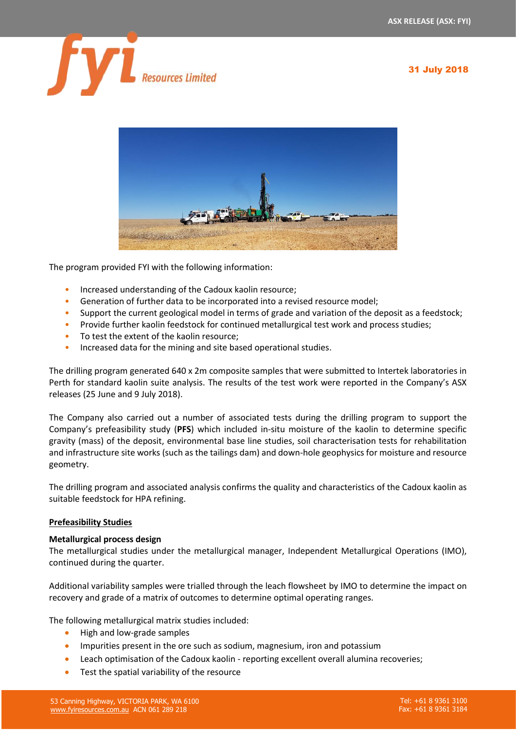The program provided FYI with the following information:

- Increased understanding of the Cadoux kaolin resource;
- Generation of further data to be incorporated into a revised resource model;
- Support the current geological model in terms of grade and variation of the deposit as a feedstock;
- Provide further kaolin feedstock for continued metallurgical test work and process studies;
- To test the extent of the kaolin resource;
- Increased data for the mining and site based operational studies.

The drilling program generated 640 x 2m composite samples that were submitted to Intertek laboratories in Perth for standard kaolin suite analysis. The results of the test work were reported in the Company's ASX releases (25 June and 9 July 2018).

The Company also carried out a number of associated tests during the drilling program to support the Company's prefeasibility study (**PFS**) which included in-situ moisture of the kaolin to determine specific gravity (mass) of the deposit, environmental base line studies, soil characterisation tests for rehabilitation and infrastructure site works (such as the tailings dam) and down-hole geophysics for moisture and resource geometry.

The drilling program and associated analysis confirms the quality and characteristics of the Cadoux kaolin as suitable feedstock for HPA refining.

## Prefeasibility Studies

### Metallurgical process design

The metallurgical studies under the metallurgical manager, Independent Metallurgical Operations (IMO), continued during the quarter.

Additional variability samples were trialled through the leach flowsheet by IMO to determine the impact on recovery and grade of a matrix of outcomes to determine optimal operating ranges.

The following metallurgical matrix studies included:

- High and low-grade samples
- Impurities present in the ore such as sodium, magnesium, iron and potassium
- Leach optimisation of the Cadoux kaolin - reporting excellent overall alumina recoveries;
- Test the spatial variability of the resource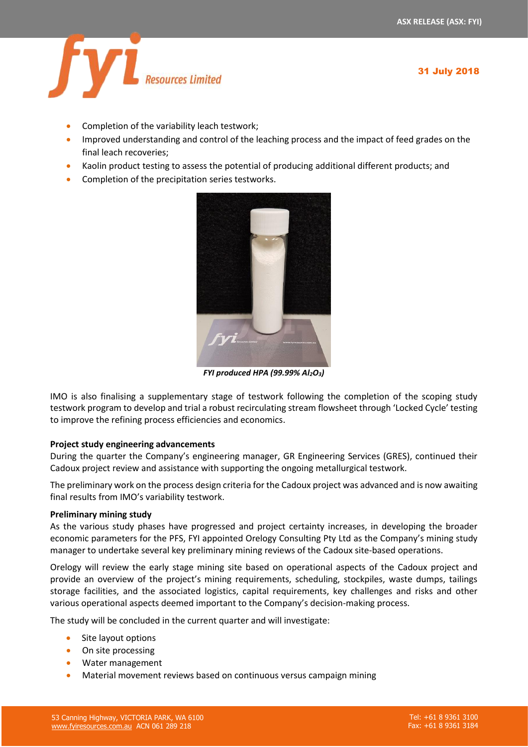- Completion of the variability leach testwork;
- Improved understanding and control of the leaching process and the impact of feed grades on the final leach recoveries;
- Kaolin product testing to assess the potential of producing additional different products; and
- Completion of the precipitation series testworks.

*FYI produced HPA (99.99% $Al_2O_3$)*

IMO is also finalising a supplementary stage of testwork following the completion of the scoping study testwork program to develop and trial a robust recirculating stream flowsheet through 'Locked Cycle' testing to improve the refining process efficiencies and economics.

**Project study engineering advancements**

During the quarter the Company's engineering manager, GR Engineering Services (GRES), continued their Cadoux project review and assistance with supporting the ongoing metallurgical testwork.

The preliminary work on the process design criteria for the Cadoux project was advanced and is now awaiting final results from IMO's variability testwork.

**Preliminary mining study**

As the various study phases have progressed and project certainty increases, in developing the broader economic parameters for the PFS, FYI appointed Orelogy Consulting Pty Ltd as the Company's mining study manager to undertake several key preliminary mining reviews of the Cadoux site-based operations.

Orelogy will review the early stage mining site based on operational aspects of the Cadoux project and provide an overview of the project's mining requirements, scheduling, stockpiles, waste dumps, tailings storage facilities, and the associated logistics, capital requirements, key challenges and risks and other various operational aspects deemed important to the Company's decision-making process.

The study will be concluded in the current quarter and will investigate:

- Site layout options
- On site processing
- Water management
- Material movement reviews based on continuous versus campaign mining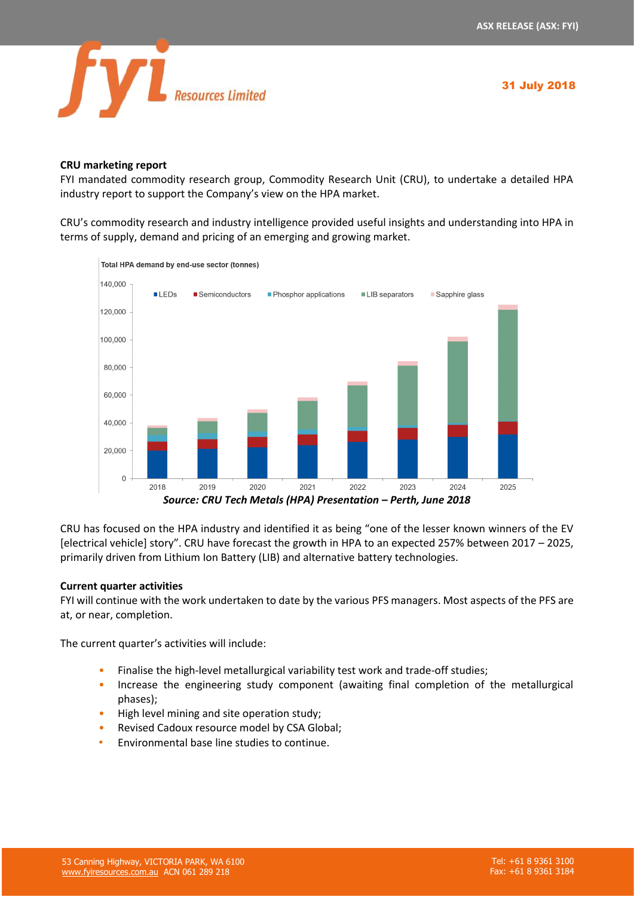## CRU marketing report

FYI mandated commodity research group, Commodity Research Unit (CRU), to undertake a detailed HPA industry report to support the Company's view on the HPA market.

CRU's commodity research and industry intelligence provided useful insights and understanding into HPA in terms of supply, demand and pricing of an emerging and growing market.

*Source: CRU Tech Metals (HPA) Presentation – Perth, June 2018*

CRU has focused on the HPA industry and identified it as being "one of the lesser known winners of the EV [electrical vehicle] story". CRU have forecast the growth in HPA to an expected 257% between 2017 – 2025, primarily driven from Lithium Ion Battery (LIB) and alternative battery technologies.

## Current quarter activities

FYI will continue with the work undertaken to date by the various PFS managers. Most aspects of the PFS are at, or near, completion.

The current quarter's activities will include:

- Finalise the high-level metallurgical variability test work and trade-off studies;
- Increase the engineering study component (awaiting final completion of the metallurgical phases);
- High level mining and site operation study;
- Revised Cadoux resource model by CSA Global;
- Environmental base line studies to continue.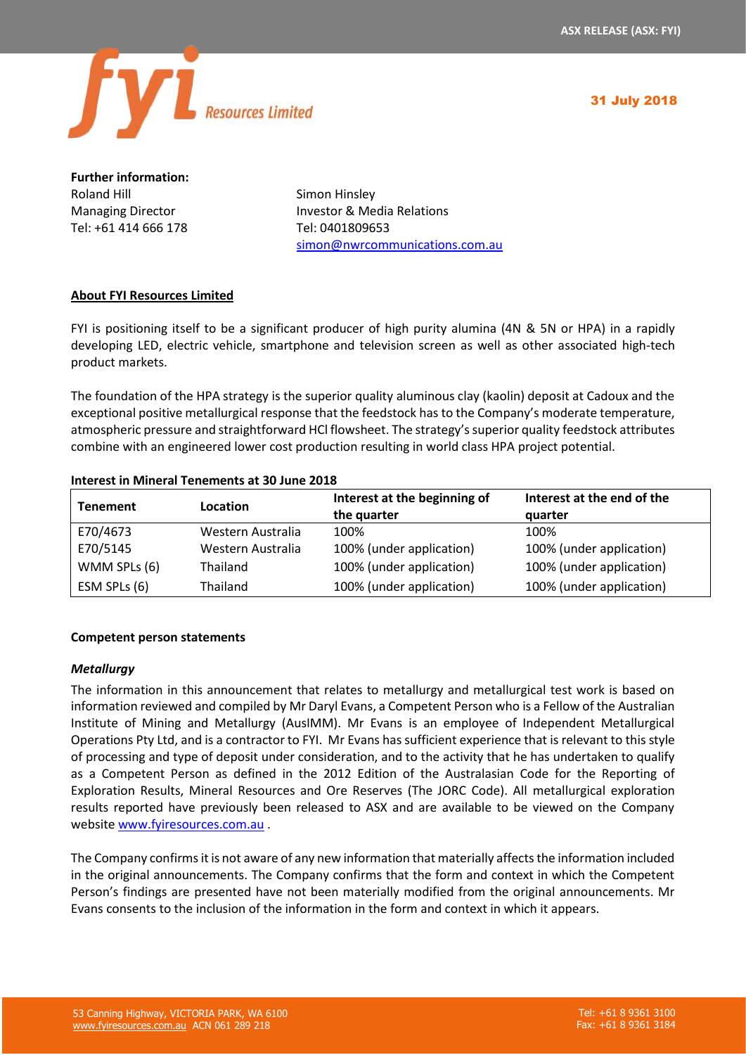**Further information:**

Roland Hill
Managing Director
Tel: +61 414 666 178

Simon Hinsley
Investor & Media Relations
Tel: 0401809653
simon@nwrcommunications.com.au

**About FYI Resources Limited**

FYI is positioning itself to be a significant producer of high purity alumina (4N & 5N or HPA) in a rapidly developing LED, electric vehicle, smartphone and television screen as well as other associated high-tech product markets.

The foundation of the HPA strategy is the superior quality aluminous clay (kaolin) deposit at Cadoux and the exceptional positive metallurgical response that the feedstock has to the Company's moderate temperature, atmospheric pressure and straightforward HCl flowsheet. The strategy's superior quality feedstock attributes combine with an engineered lower cost production resulting in world class HPA project potential.

**Interest in Mineral Tenements at 30 June 2018**

| Tenement | Location | Interest at the beginning of the quarter | Interest at the end of the quarter |
|---|---|---|---|
| E70/4673 | Western Australia | 100% | 100% |
| E70/5145 | Western Australia | 100% (under application) | 100% (under application) |
| WMM SPLs (6) | Thailand | 100% (under application) | 100% (under application) |
| ESM SPLs (6) | Thailand | 100% (under application) | 100% (under application) |

**Competent person statements**

***Metallurgy***

The information in this announcement that relates to metallurgy and metallurgical test work is based on information reviewed and compiled by Mr Daryl Evans, a Competent Person who is a Fellow of the Australian Institute of Mining and Metallurgy (AusIMM). Mr Evans is an employee of Independent Metallurgical Operations Pty Ltd, and is a contractor to FYI. Mr Evans has sufficient experience that is relevant to this style of processing and type of deposit under consideration, and to the activity that he has undertaken to qualify as a Competent Person as defined in the 2012 Edition of the Australasian Code for the Reporting of Exploration Results, Mineral Resources and Ore Reserves (The JORC Code). All metallurgical exploration results reported have previously been released to ASX and are available to be viewed on the Company website www.fyiresources.com.au .

The Company confirms it is not aware of any new information that materially affects the information included in the original announcements. The Company confirms that the form and context in which the Competent Person's findings are presented have not been materially modified from the original announcements. Mr Evans consents to the inclusion of the information in the form and context in which it appears.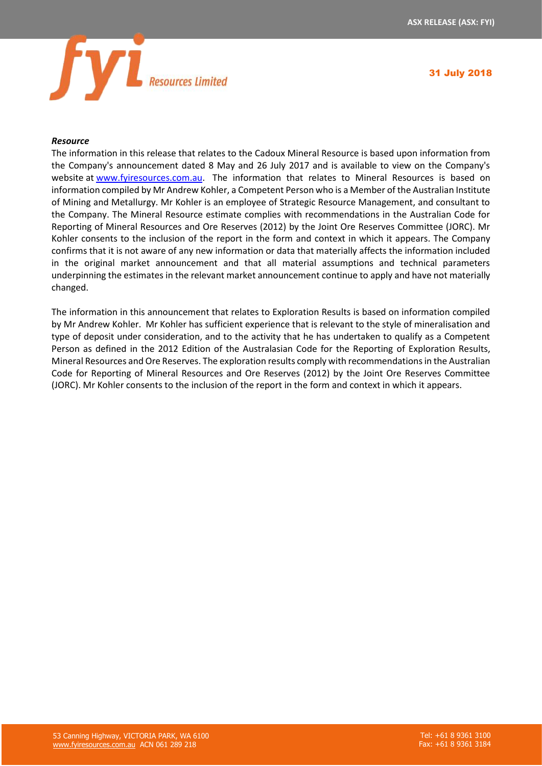***Resource***

The information in this release that relates to the Cadoux Mineral Resource is based upon information from the Company's announcement dated 8 May and 26 July 2017 and is available to view on the Company's website at www.fyiresources.com.au. The information that relates to Mineral Resources is based on information compiled by Mr Andrew Kohler, a Competent Person who is a Member of the Australian Institute of Mining and Metallurgy. Mr Kohler is an employee of Strategic Resource Management, and consultant to the Company. The Mineral Resource estimate complies with recommendations in the Australian Code for Reporting of Mineral Resources and Ore Reserves (2012) by the Joint Ore Reserves Committee (JORC). Mr Kohler consents to the inclusion of the report in the form and context in which it appears. The Company confirms that it is not aware of any new information or data that materially affects the information included in the original market announcement and that all material assumptions and technical parameters underpinning the estimates in the relevant market announcement continue to apply and have not materially changed.

The information in this announcement that relates to Exploration Results is based on information compiled by Mr Andrew Kohler. Mr Kohler has sufficient experience that is relevant to the style of mineralisation and type of deposit under consideration, and to the activity that he has undertaken to qualify as a Competent Person as defined in the 2012 Edition of the Australasian Code for the Reporting of Exploration Results, Mineral Resources and Ore Reserves. The exploration results comply with recommendations in the Australian Code for Reporting of Mineral Resources and Ore Reserves (2012) by the Joint Ore Reserves Committee (JORC). Mr Kohler consents to the inclusion of the report in the form and context in which it appears.